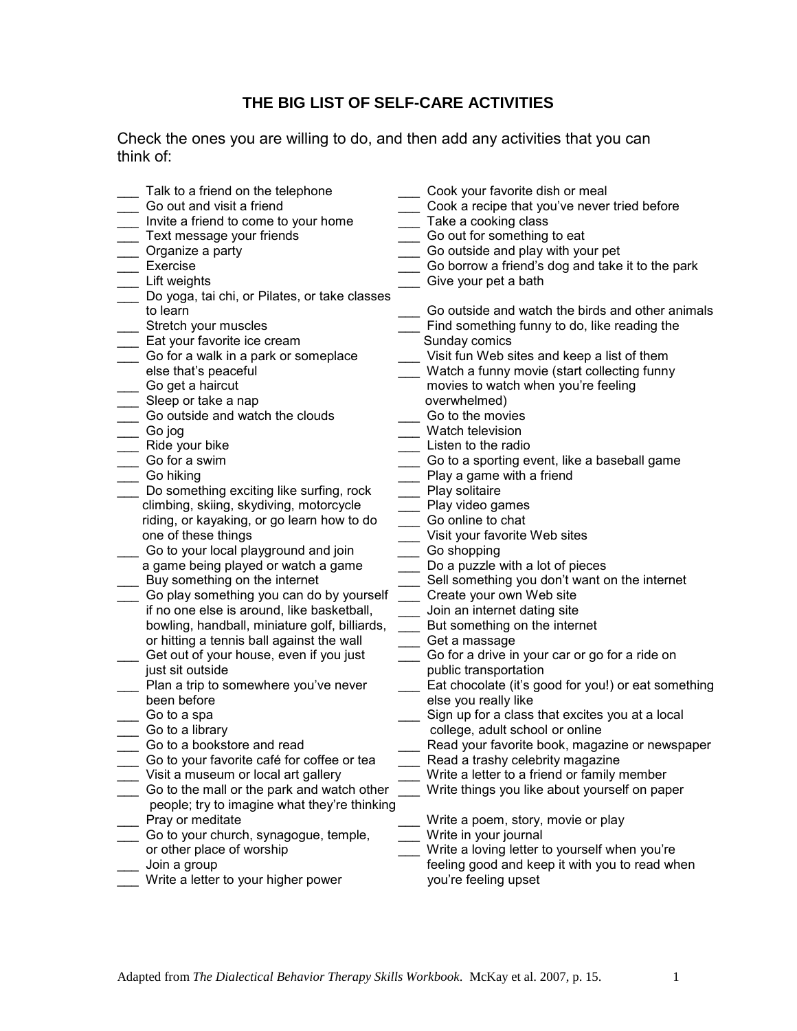# THE BIG LIST OF SELF-CARE ACTIVITIES

Check the ones you are willing to do, and then add any activities that you can think of:

___ Talk to a friend on the telephone
___ Go out and visit a friend
___ Invite a friend to come to your home
___ Text message your friends
___ Organize a party
___ Exercise
___ Lift weights
___ Do yoga, tai chi, or Pilates, or take classes to learn
___ Stretch your muscles
___ Eat your favorite ice cream
___ Go for a walk in a park or someplace else that's peaceful
___ Go get a haircut
___ Sleep or take a nap
___ Go outside and watch the clouds
___ Go jog
___ Ride your bike
___ Go for a swim
___ Go hiking
___ Do something exciting like surfing, rock climbing, skiing, skydiving, motorcycle riding, or kayaking, or go learn how to do one of these things
___ Go to your local playground and join a game being played or watch a game
___ Buy something on the internet
___ Go play something you can do by yourself if no one else is around, like basketball, bowling, handball, miniature golf, billiards, or hitting a tennis ball against the wall
___ Get out of your house, even if you just just sit outside
___ Plan a trip to somewhere you've never been before
___ Go to a spa
___ Go to a library
___ Go to a bookstore and read
___ Go to your favorite café for coffee or tea
___ Visit a museum or local art gallery
___ Go to the mall or the park and watch other people; try to imagine what they're thinking
___ Pray or meditate
___ Go to your church, synagogue, temple, or other place of worship
___ Join a group
___ Write a letter to your higher power
___ Cook your favorite dish or meal
___ Cook a recipe that you've never tried before
___ Take a cooking class
___ Go out for something to eat
___ Go outside and play with your pet
___ Go borrow a friend's dog and take it to the park
___ Give your pet a bath
___ Go outside and watch the birds and other animals
___ Find something funny to do, like reading the Sunday comics
___ Visit fun Web sites and keep a list of them
___ Watch a funny movie (start collecting funny movies to watch when you're feeling overwhelmed)
___ Go to the movies
___ Watch television
___ Listen to the radio
___ Go to a sporting event, like a baseball game
___ Play a game with a friend
___ Play solitaire
___ Play video games
___ Go online to chat
___ Visit your favorite Web sites
___ Go shopping
___ Do a puzzle with a lot of pieces
___ Sell something you don't want on the internet
___ Create your own Web site
___ Join an internet dating site
___ But something on the internet
___ Get a massage
___ Go for a drive in your car or go for a ride on public transportation
___ Eat chocolate (it's good for you!) or eat something else you really like
___ Sign up for a class that excites you at a local college, adult school or online
___ Read your favorite book, magazine or newspaper
___ Read a trashy celebrity magazine
___ Write a letter to a friend or family member
___ Write things you like about yourself on paper
___ Write a poem, story, movie or play
___ Write in your journal
___ Write a loving letter to yourself when you're feeling good and keep it with you to read when you're feeling upset

Adapted from *The Dialectical Behavior Therapy Skills Workbook*. McKay et al. 2007, p. 15.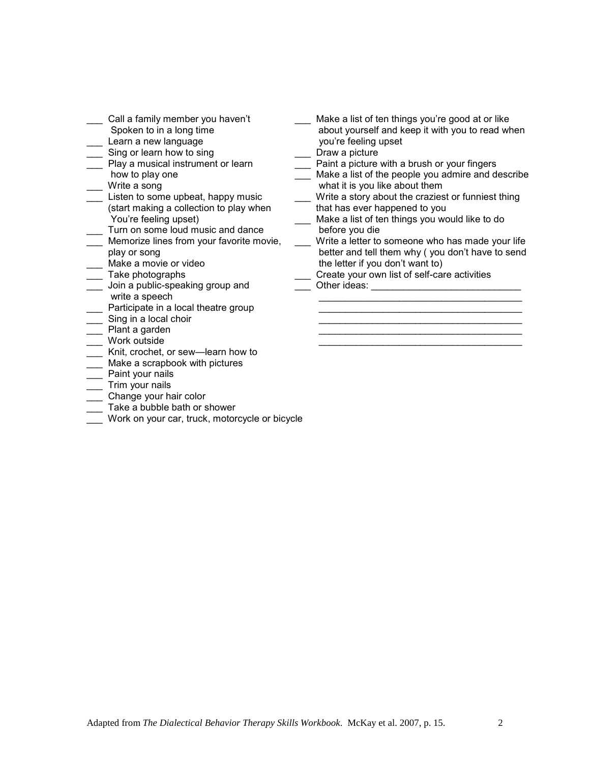___ Call a family member you haven't Spoken to in a long time
___ Learn a new language
___ Sing or learn how to sing
___ Play a musical instrument or learn how to play one
___ Write a song
___ Listen to some upbeat, happy music (start making a collection to play when You're feeling upset)
___ Turn on some loud music and dance
___ Memorize lines from your favorite movie, play or song
___ Make a movie or video
___ Take photographs
___ Join a public-speaking group and write a speech
___ Participate in a local theatre group
___ Sing in a local choir
___ Plant a garden
___ Work outside
___ Knit, crochet, or sew—learn how to
___ Make a scrapbook with pictures
___ Paint your nails
___ Trim your nails
___ Change your hair color
___ Take a bubble bath or shower
___ Work on your car, truck, motorcycle or bicycle
___ Make a list of ten things you're good at or like about yourself and keep it with you to read when you're feeling upset
___ Draw a picture
___ Paint a picture with a brush or your fingers
___ Make a list of the people you admire and describe what it is you like about them
___ Write a story about the craziest or funniest thing that has ever happened to you
___ Make a list of ten things you would like to do before you die
___ Write a letter to someone who has made your life better and tell them why ( you don't have to send the letter if you don't want to)
___ Create your own list of self-care activities
___ Other ideas: ____________________________

_______________________________________
_______________________________________
_______________________________________
_______________________________________
_______________________________________

Adapted from *The Dialectical Behavior Therapy Skills Workbook*. McKay et al. 2007, p. 15.